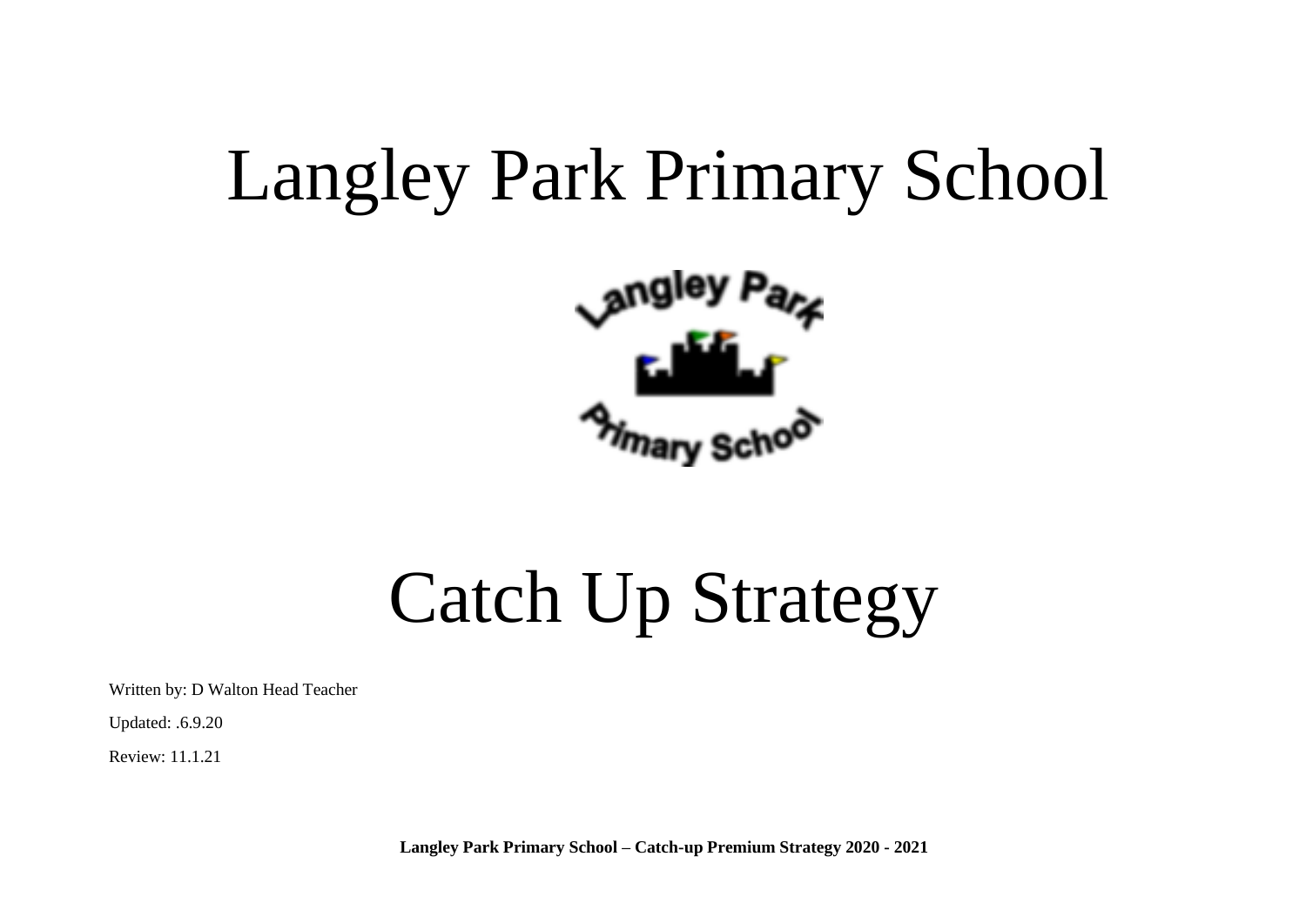# Langley Park Primary School

# Catch Up Strategy

Written by: D Walton Head Teacher

Updated: .6.9.20

Review: 11.1.21

**Langley Park Primary School – Catch-up Premium Strategy 2020 - 2021**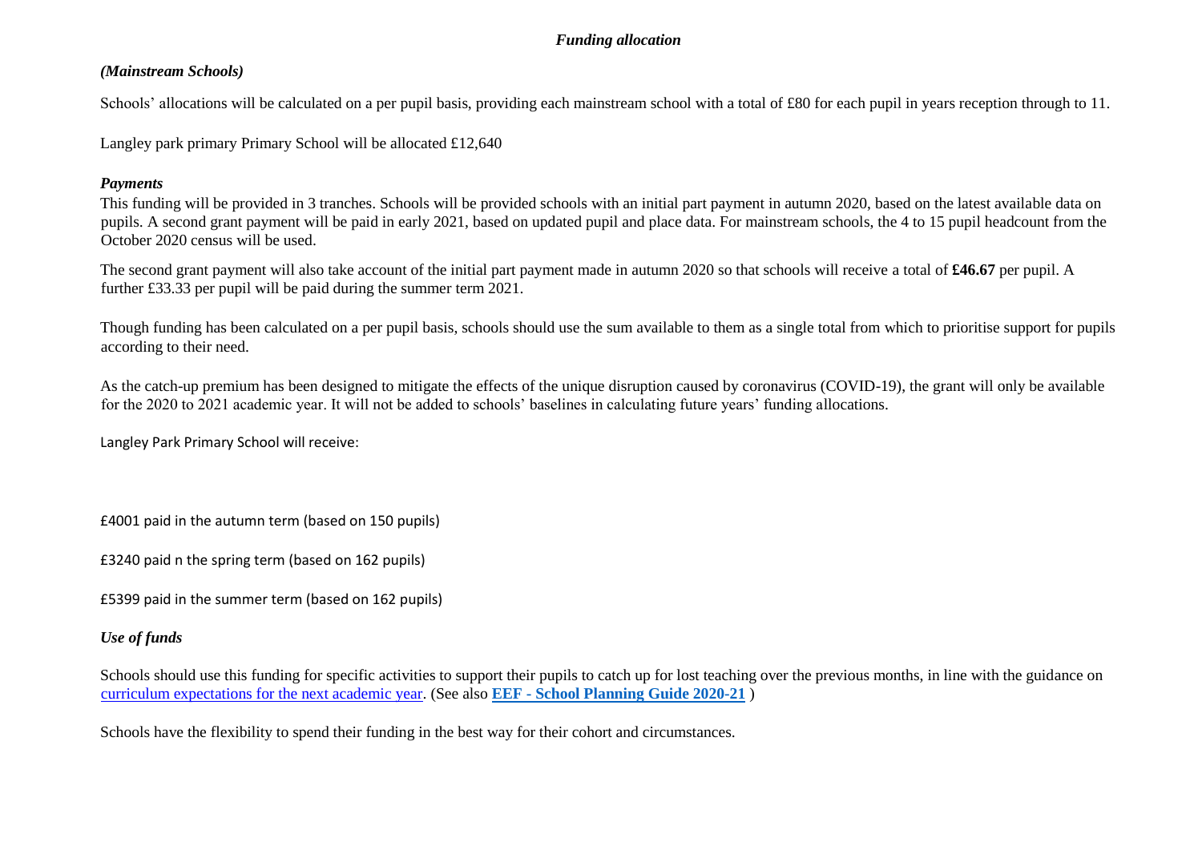## *Funding allocation*

### *(Mainstream Schools)*

Schools' allocations will be calculated on a per pupil basis, providing each mainstream school with a total of £80 for each pupil in years reception through to 11.

Langley park primary Primary School will be allocated £12,640

### *Payments*

This funding will be provided in 3 tranches. Schools will be provided schools with an initial part payment in autumn 2020, based on the latest available data on pupils. A second grant payment will be paid in early 2021, based on updated pupil and place data. For mainstream schools, the 4 to 15 pupil headcount from the October 2020 census will be used.

The second grant payment will also take account of the initial part payment made in autumn 2020 so that schools will receive a total of **£46.67** per pupil. A further £33.33 per pupil will be paid during the summer term 2021.

Though funding has been calculated on a per pupil basis, schools should use the sum available to them as a single total from which to prioritise support for pupils according to their need.

As the catch-up premium has been designed to mitigate the effects of the unique disruption caused by coronavirus (COVID-19), the grant will only be available for the 2020 to 2021 academic year. It will not be added to schools' baselines in calculating future years' funding allocations.

Langley Park Primary School will receive:

£4001 paid in the autumn term (based on 150 pupils)

£3240 paid n the spring term (based on 162 pupils)

£5399 paid in the summer term (based on 162 pupils)

### *Use of funds*

Schools should use this funding for specific activities to support their pupils to catch up for lost teaching over the previous months, in line with the guidance on curriculum expectations for the next academic year. (See also **EEF - School Planning Guide 2020-21** )

Schools have the flexibility to spend their funding in the best way for their cohort and circumstances.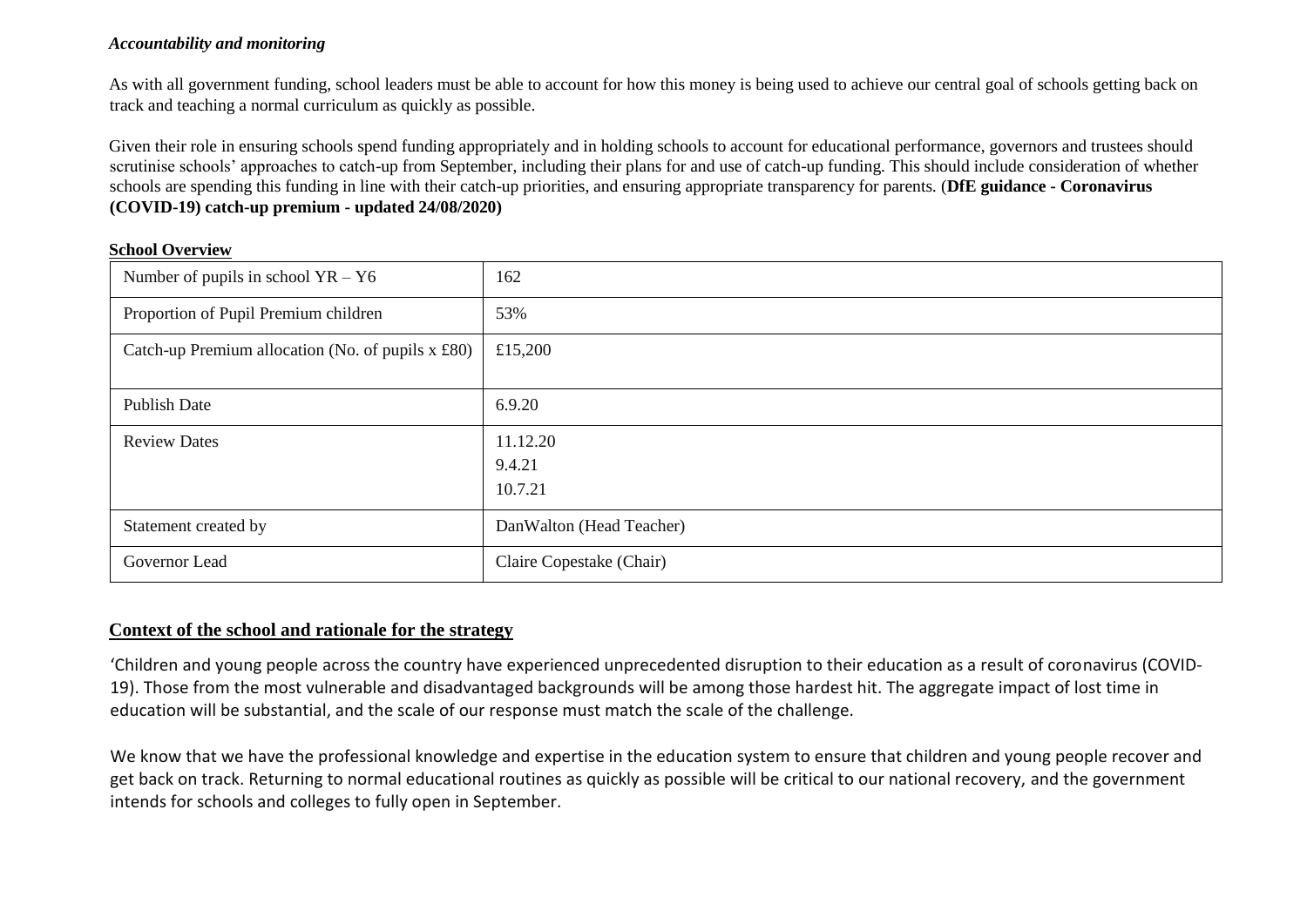***Accountability and monitoring***

As with all government funding, school leaders must be able to account for how this money is being used to achieve our central goal of schools getting back on track and teaching a normal curriculum as quickly as possible.

Given their role in ensuring schools spend funding appropriately and in holding schools to account for educational performance, governors and trustees should scrutinise schools' approaches to catch-up from September, including their plans for and use of catch-up funding. This should include consideration of whether schools are spending this funding in line with their catch-up priorities, and ensuring appropriate transparency for parents. (**DfE guidance - Coronavirus (COVID-19) catch-up premium - updated 24/08/2020)**

**School Overview**

| | |
|---|---|
| Number of pupils in school YR – Y6 | 162 |
| Proportion of Pupil Premium children | 53% |
| Catch-up Premium allocation (No. of pupils x £80) | £15,200 |
| Publish Date | 6.9.20 |
| Review Dates | 11.12.20<br>9.4.21<br>10.7.21 |
| Statement created by | DanWalton (Head Teacher) |
| Governor Lead | Claire Copestake (Chair) |

## Context of the school and rationale for the strategy

'Children and young people across the country have experienced unprecedented disruption to their education as a result of coronavirus (COVID-19). Those from the most vulnerable and disadvantaged backgrounds will be among those hardest hit. The aggregate impact of lost time in education will be substantial, and the scale of our response must match the scale of the challenge.

We know that we have the professional knowledge and expertise in the education system to ensure that children and young people recover and get back on track. Returning to normal educational routines as quickly as possible will be critical to our national recovery, and the government intends for schools and colleges to fully open in September.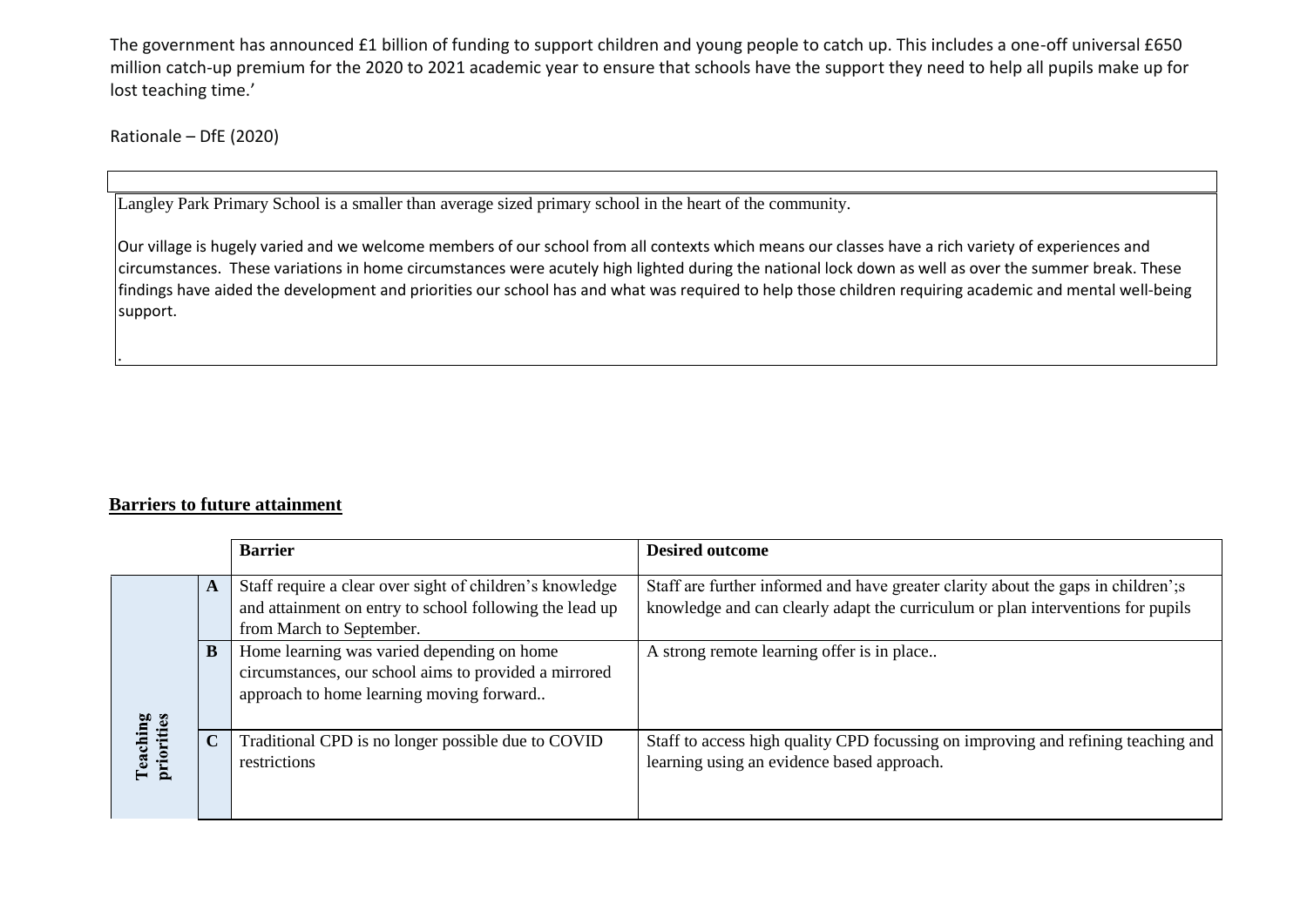The government has announced £1 billion of funding to support children and young people to catch up. This includes a one-off universal £650 million catch-up premium for the 2020 to 2021 academic year to ensure that schools have the support they need to help all pupils make up for lost teaching time.'

Rationale – DfE (2020)

Langley Park Primary School is a smaller than average sized primary school in the heart of the community.

Our village is hugely varied and we welcome members of our school from all contexts which means our classes have a rich variety of experiences and circumstances. These variations in home circumstances were acutely high lighted during the national lock down as well as over the summer break. These findings have aided the development and priorities our school has and what was required to help those children requiring academic and mental well-being support.

.

## Barriers to future attainment

| | | Barrier | Desired outcome |
|---|---|---|---|
| Teaching priorities | A | Staff require a clear over sight of children's knowledge and attainment on entry to school following the lead up from March to September. | Staff are further informed and have greater clarity about the gaps in children';s knowledge and can clearly adapt the curriculum or plan interventions for pupils |
| | B | Home learning was varied depending on home circumstances, our school aims to provided a mirrored approach to home learning moving forward.. | A strong remote learning offer is in place.. |
| | C | Traditional CPD is no longer possible due to COVID restrictions | Staff to access high quality CPD focussing on improving and refining teaching and learning using an evidence based approach. |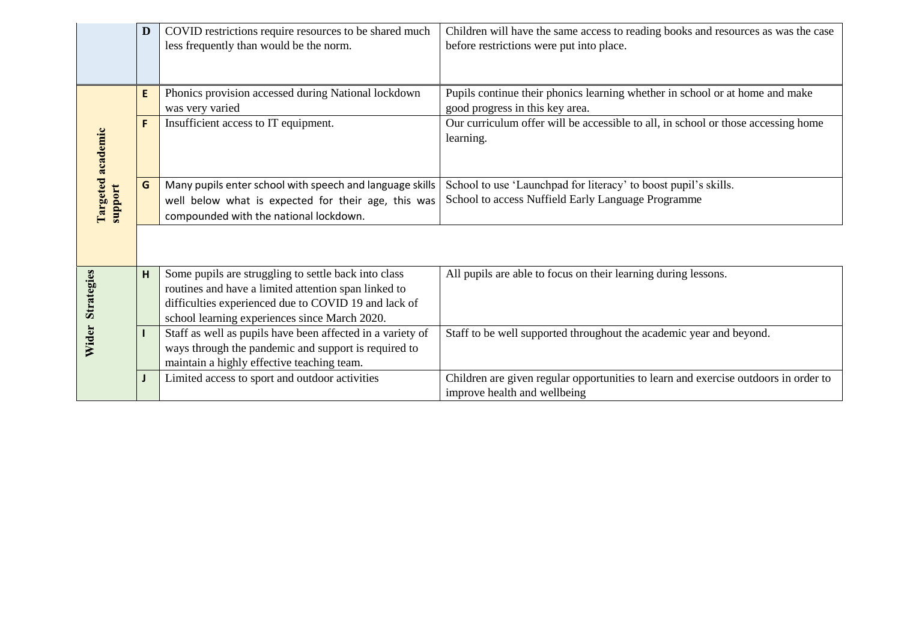| | | | |
|---|---|---|---|
| | D | COVID restrictions require resources to be shared much less frequently than would be the norm. | Children will have the same access to reading books and resources as was the case before restrictions were put into place. |
| Targeted academic support | E | Phonics provision accessed during National lockdown was very varied | Pupils continue their phonics learning whether in school or at home and make good progress in this key area. |
| | F | Insufficient access to IT equipment. | Our curriculum offer will be accessible to all, in school or those accessing home learning. |
| | G | Many pupils enter school with speech and language skills well below what is expected for their age, this was compounded with the national lockdown. | School to use 'Launchpad for literacy' to boost pupil's skills.<br>School to access Nuffield Early Language Programme |
| Wider Strategies | H | Some pupils are struggling to settle back into class routines and have a limited attention span linked to difficulties experienced due to COVID 19 and lack of school learning experiences since March 2020. | All pupils are able to focus on their learning during lessons. |
| | I | Staff as well as pupils have been affected in a variety of ways through the pandemic and support is required to maintain a highly effective teaching team. | Staff to be well supported throughout the academic year and beyond. |
| | J | Limited access to sport and outdoor activities | Children are given regular opportunities to learn and exercise outdoors in order to improve health and wellbeing |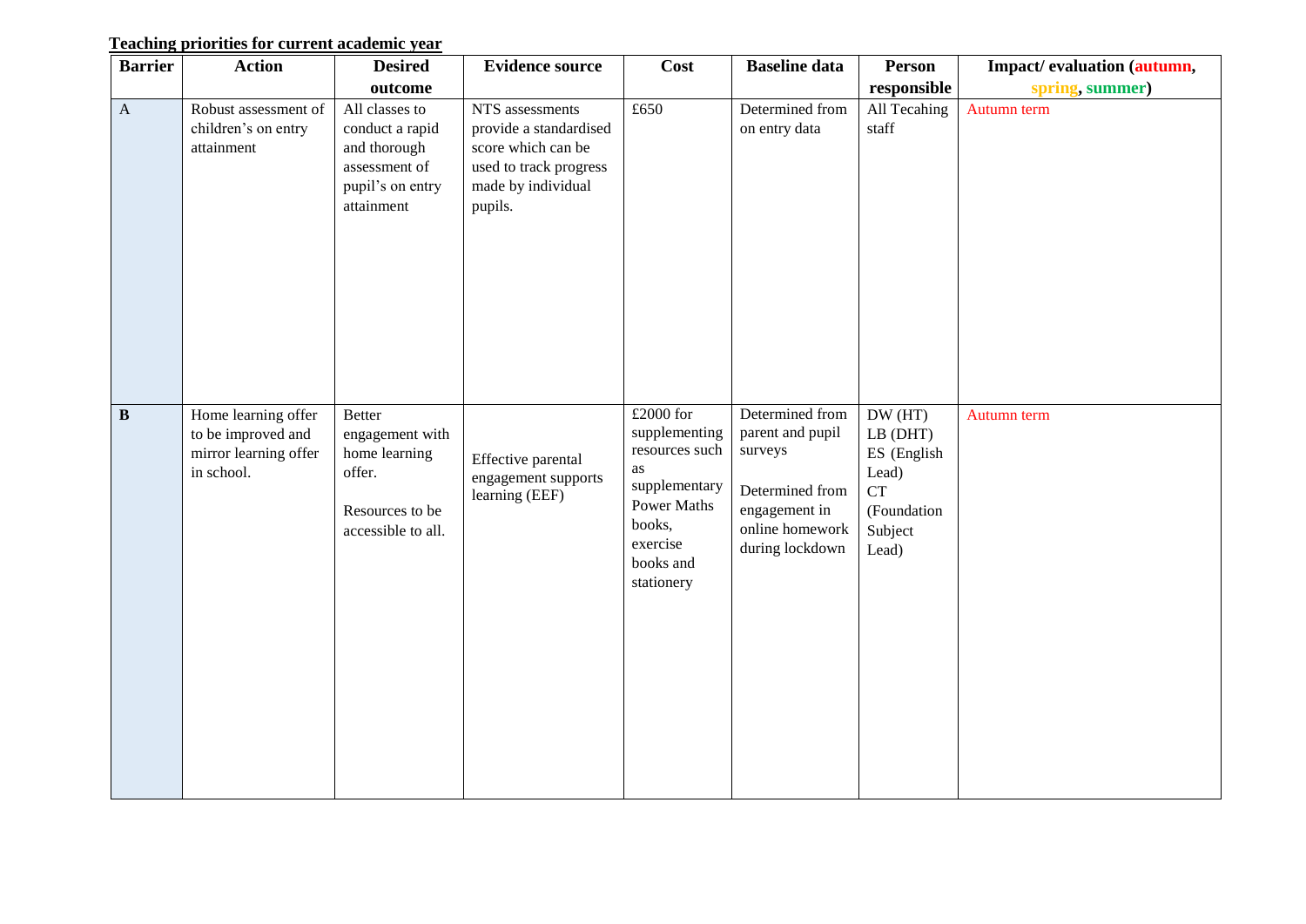**<u>Teaching priorities for current academic year</u>**

| Barrier | Action | Desired outcome | Evidence source | Cost | Baseline data | Person responsible | Impact/ evaluation (autumn, spring, summer) |
|---|---|---|---|---|---|---|---|
| A | Robust assessment of children's on entry attainment | All classes to conduct a rapid and thorough assessment of pupil's on entry attainment | NTS assessments provide a standardised score which can be used to track progress made by individual pupils. | £650 | Determined from on entry data | All Tecahing staff | Autumn term |
| **B** | Home learning offer to be improved and mirror learning offer in school. | Better engagement with home learning offer.<br><br>Resources to be accessible to all. | Effective parental engagement supports learning (EEF) | £2000 for supplementing resources such as supplementary Power Maths books, exercise books and stationery | Determined from parent and pupil surveys<br><br>Determined from engagement in online homework during lockdown | DW (HT)<br>LB (DHT)<br>ES (English Lead)<br>CT (Foundation Subject Lead) | Autumn term |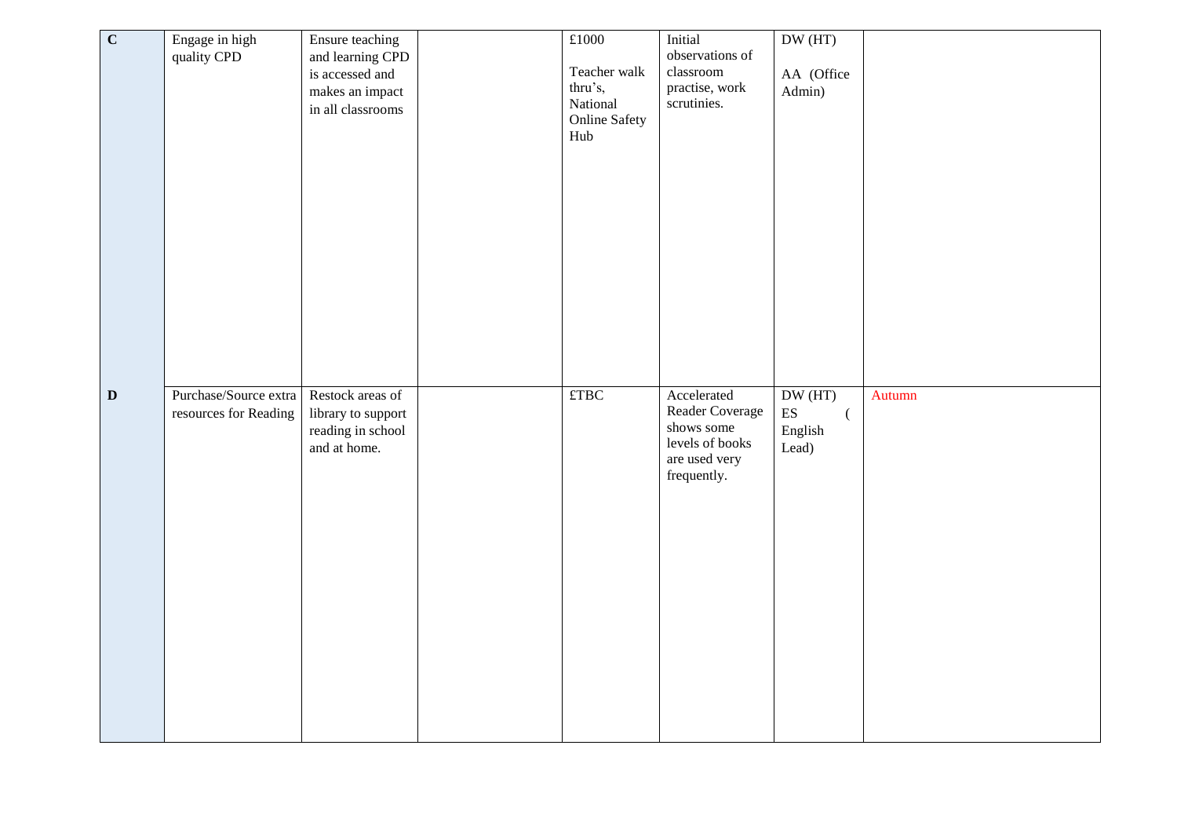| | | | | | | | |
|---|---|---|---|---|---|---|---|
| **C** | Engage in high quality CPD | Ensure teaching and learning CPD is accessed and makes an impact in all classrooms | | £1000<br><br>Teacher walk thru's, National Online Safety Hub | Initial observations of classroom practise, work scrutinies. | DW (HT)<br><br>AA (Office Admin) | |
| **D** | Purchase/Source extra resources for Reading | Restock areas of library to support reading in school and at home. | | £TBC | Accelerated Reader Coverage shows some levels of books are used very frequently. | DW (HT)<br>ES (English Lead) | Autumn |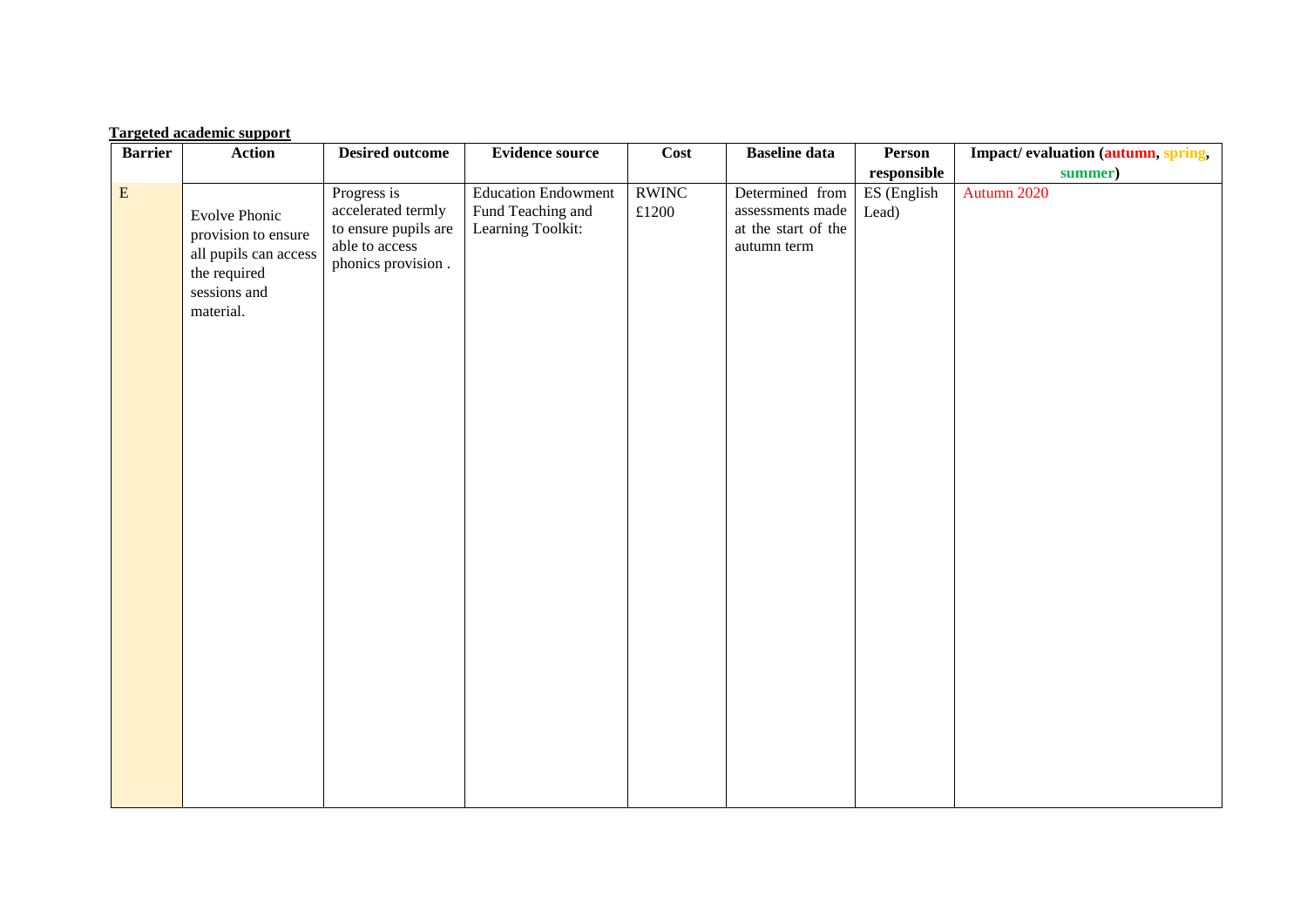**Targeted academic support**

| Barrier | Action | Desired outcome | Evidence source | Cost | Baseline data | Person responsible | Impact/ evaluation (autumn, spring, summer) |
|---|---|---|---|---|---|---|---|
| E | Evolve Phonic provision to ensure all pupils can access the required sessions and material. | Progress is accelerated termly to ensure pupils are able to access phonics provision . | Education Endowment Fund Teaching and Learning Toolkit: | RWINC £1200 | Determined from assessments made at the start of the autumn term | ES (English Lead) | Autumn 2020 |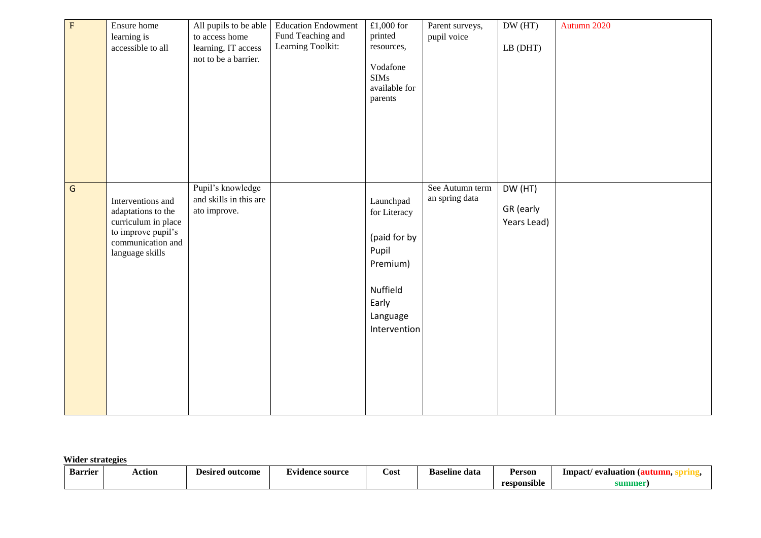| F | Ensure home learning is accessible to all | All pupils to be able to access home learning, IT access not to be a barrier. | Education Endowment Fund Teaching and Learning Toolkit: | £1,000 for printed resources, Vodafone SIMs available for parents | Parent surveys, pupil voice | DW (HT) LB (DHT) | Autumn 2020 |
|---|---|---|---|---|---|---|---|
| G | Interventions and adaptations to the curriculum in place to improve pupil's communication and language skills | Pupil's knowledge and skills in this are ato improve. | | Launchpad for Literacy (paid for by Pupil Premium) Nuffield Early Language Intervention | See Autumn term an spring data | DW (HT) GR (early Years Lead) | |

**Wider strategies**

| Barrier | Action | Desired outcome | Evidence source | Cost | Baseline data | Person responsible | Impact/ evaluation (autumn, spring, summer) |
|---|---|---|---|---|---|---|---|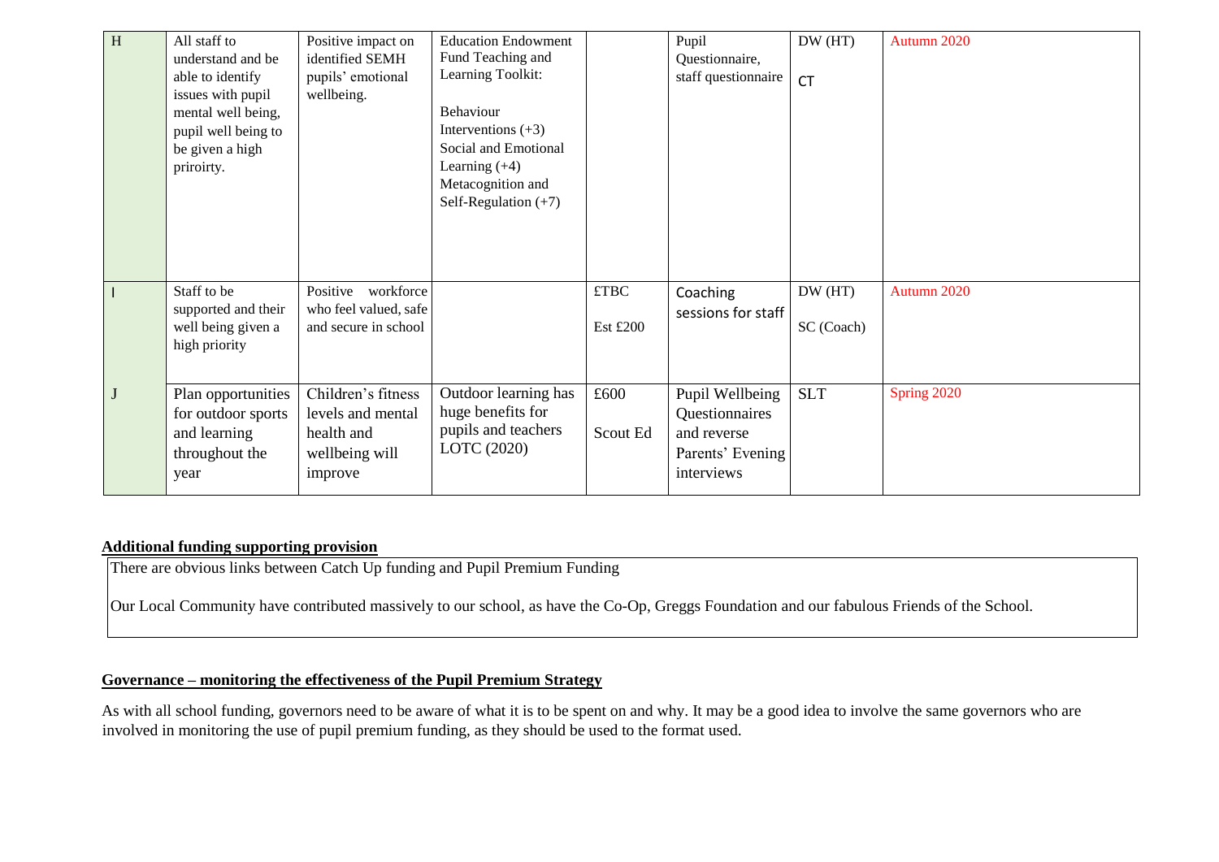| H | All staff to understand and be able to identify issues with pupil mental well being, pupil well being to be given a high priroirty. | Positive impact on identified SEMH pupils' emotional wellbeing. | Education Endowment Fund Teaching and Learning Toolkit:<br><br>Behaviour Interventions (+3)<br>Social and Emotional Learning (+4)<br>Metacognition and Self-Regulation (+7) | | Pupil Questionnaire, staff questionnaire | DW (HT)<br><br>CT | Autumn 2020 |
|---|---|---|---|---|---|---|---|
| I | Staff to be supported and their well being given a high priority | Positive workforce who feel valued, safe and secure in school | | £TBC<br><br>Est £200 | Coaching sessions for staff | DW (HT)<br><br>SC (Coach) | Autumn 2020 |
| J | Plan opportunities for outdoor sports and learning throughout the year | Children's fitness levels and mental health and wellbeing will improve | Outdoor learning has huge benefits for pupils and teachers LOTC (2020) | £600<br><br>Scout Ed | Pupil Wellbeing Questionnaires and reverse Parents' Evening interviews | SLT | Spring 2020 |

## Additional funding supporting provision

There are obvious links between Catch Up funding and Pupil Premium Funding

Our Local Community have contributed massively to our school, as have the Co-Op, Greggs Foundation and our fabulous Friends of the School.

## Governance – monitoring the effectiveness of the Pupil Premium Strategy

As with all school funding, governors need to be aware of what it is to be spent on and why. It may be a good idea to involve the same governors who are involved in monitoring the use of pupil premium funding, as they should be used to the format used.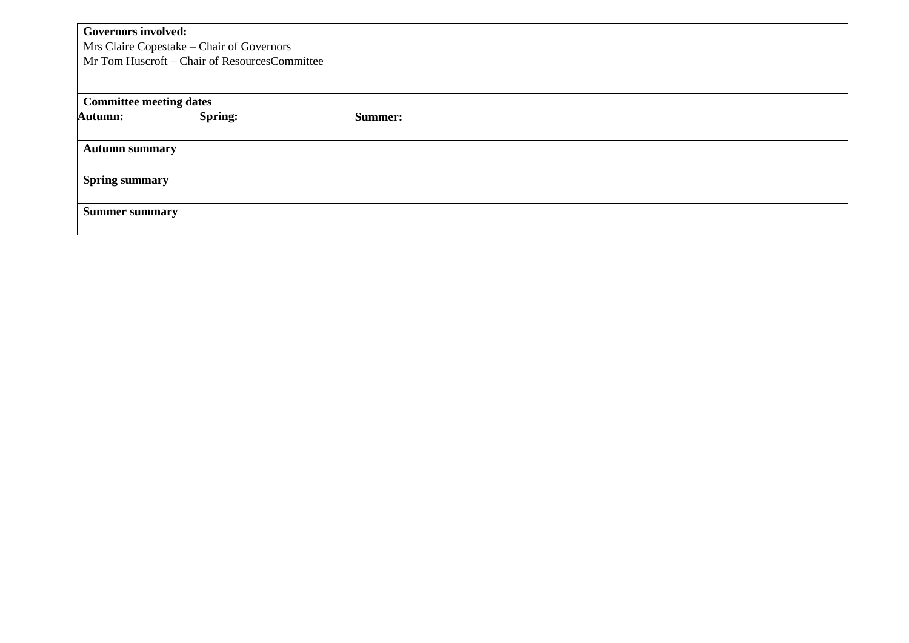| |
|---|
| **Governors involved:**<br>Mrs Claire Copestake – Chair of Governors<br>Mr Tom Huscroft – Chair of ResourcesCommittee |
| **Committee meeting dates**<br>**Autumn:** **Spring:** **Summer:** |
| **Autumn summary** |
| **Spring summary** |
| **Summer summary** |